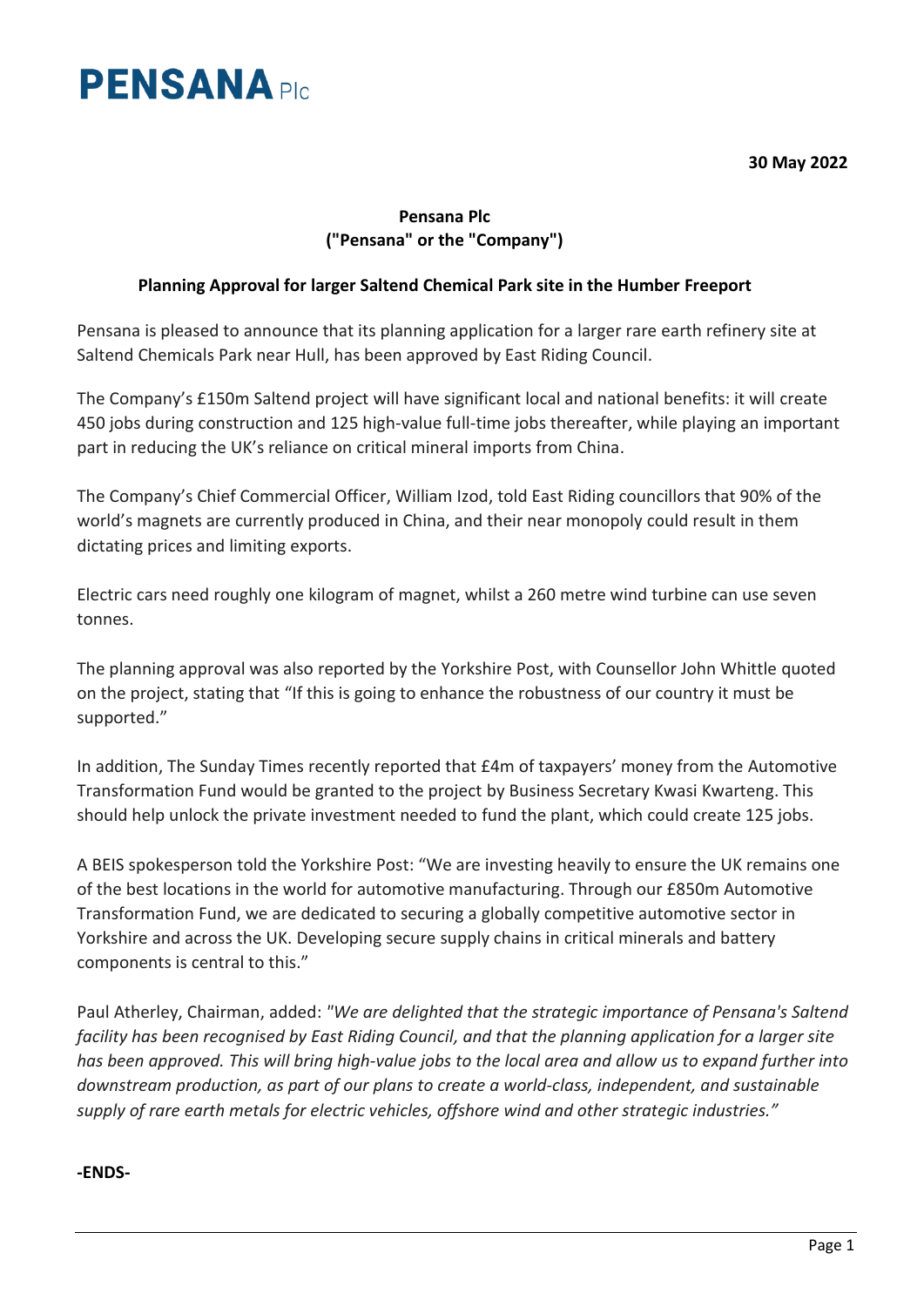# PENSANA Plc

**30 May 2022**

**Pensana Plc**
**("Pensana" or the "Company")**

**Planning Approval for larger Saltend Chemical Park site in the Humber Freeport**

Pensana is pleased to announce that its planning application for a larger rare earth refinery site at Saltend Chemicals Park near Hull, has been approved by East Riding Council.

The Company's £150m Saltend project will have significant local and national benefits: it will create 450 jobs during construction and 125 high-value full-time jobs thereafter, while playing an important part in reducing the UK's reliance on critical mineral imports from China.

The Company's Chief Commercial Officer, William Izod, told East Riding councillors that 90% of the world's magnets are currently produced in China, and their near monopoly could result in them dictating prices and limiting exports.

Electric cars need roughly one kilogram of magnet, whilst a 260 metre wind turbine can use seven tonnes.

The planning approval was also reported by the Yorkshire Post, with Counsellor John Whittle quoted on the project, stating that "If this is going to enhance the robustness of our country it must be supported."

In addition, The Sunday Times recently reported that £4m of taxpayers' money from the Automotive Transformation Fund would be granted to the project by Business Secretary Kwasi Kwarteng. This should help unlock the private investment needed to fund the plant, which could create 125 jobs.

A BEIS spokesperson told the Yorkshire Post: "We are investing heavily to ensure the UK remains one of the best locations in the world for automotive manufacturing. Through our £850m Automotive Transformation Fund, we are dedicated to securing a globally competitive automotive sector in Yorkshire and across the UK. Developing secure supply chains in critical minerals and battery components is central to this."

Paul Atherley, Chairman, added: *"We are delighted that the strategic importance of Pensana's Saltend facility has been recognised by East Riding Council, and that the planning application for a larger site has been approved. This will bring high-value jobs to the local area and allow us to expand further into downstream production, as part of our plans to create a world-class, independent, and sustainable supply of rare earth metals for electric vehicles, offshore wind and other strategic industries."*

**-ENDS-**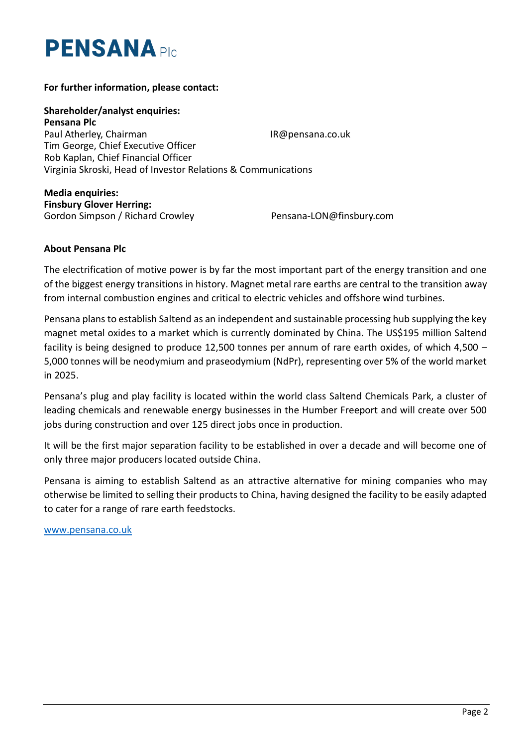# PENSANA Plc

**For further information, please contact:**

**Shareholder/analyst enquiries:**
**Pensana Plc**
Paul Atherley, Chairman IR@pensana.co.uk
Tim George, Chief Executive Officer
Rob Kaplan, Chief Financial Officer
Virginia Skroski, Head of Investor Relations & Communications

**Media enquiries:**
**Finsbury Glover Herring:**
Gordon Simpson / Richard Crowley Pensana-LON@finsbury.com

**About Pensana Plc**

The electrification of motive power is by far the most important part of the energy transition and one of the biggest energy transitions in history. Magnet metal rare earths are central to the transition away from internal combustion engines and critical to electric vehicles and offshore wind turbines.

Pensana plans to establish Saltend as an independent and sustainable processing hub supplying the key magnet metal oxides to a market which is currently dominated by China. The US$195 million Saltend facility is being designed to produce 12,500 tonnes per annum of rare earth oxides, of which 4,500 – 5,000 tonnes will be neodymium and praseodymium (NdPr), representing over 5% of the world market in 2025.

Pensana's plug and play facility is located within the world class Saltend Chemicals Park, a cluster of leading chemicals and renewable energy businesses in the Humber Freeport and will create over 500 jobs during construction and over 125 direct jobs once in production.

It will be the first major separation facility to be established in over a decade and will become one of only three major producers located outside China.

Pensana is aiming to establish Saltend as an attractive alternative for mining companies who may otherwise be limited to selling their products to China, having designed the facility to be easily adapted to cater for a range of rare earth feedstocks.

www.pensana.co.uk